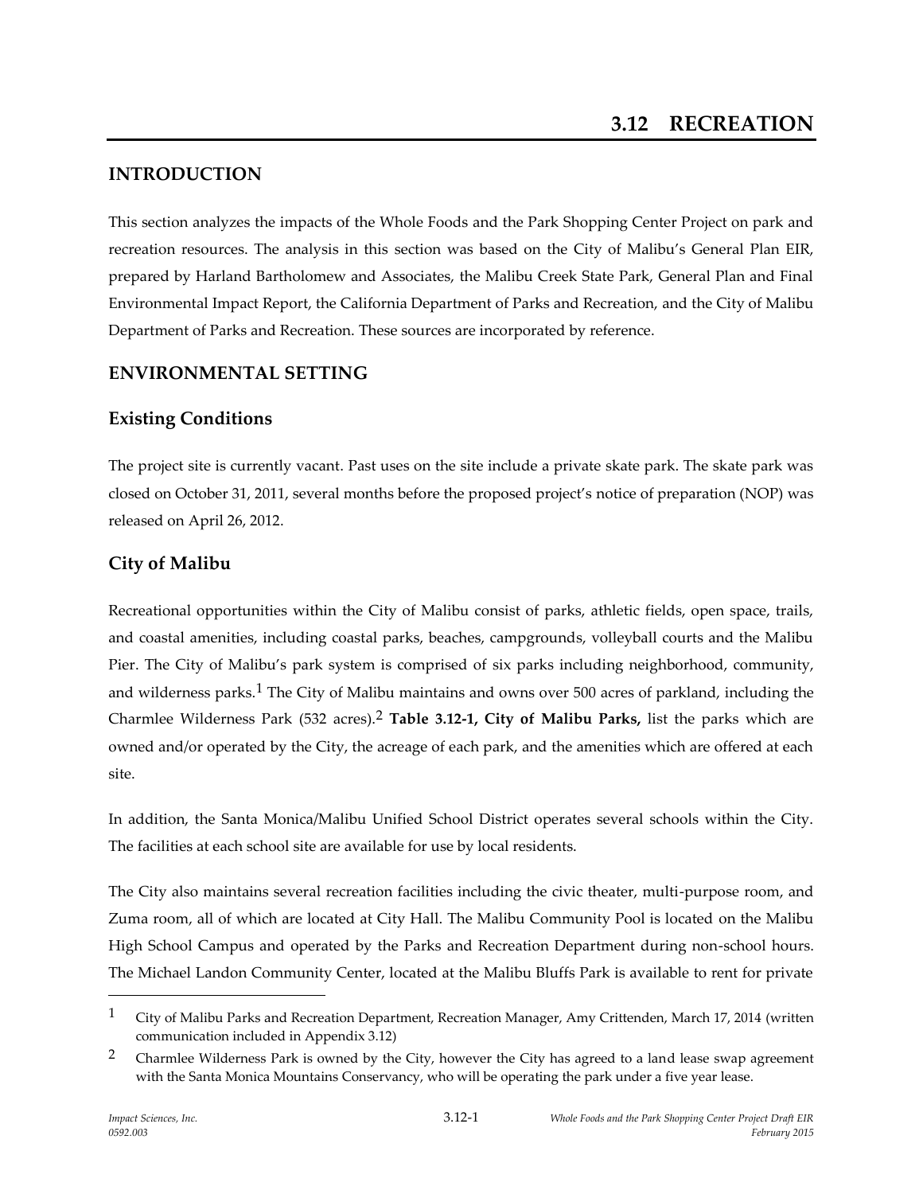# 3.12 RECREATION

## INTRODUCTION

This section analyzes the impacts of the Whole Foods and the Park Shopping Center Project on park and recreation resources. The analysis in this section was based on the City of Malibu's General Plan EIR, prepared by Harland Bartholomew and Associates, the Malibu Creek State Park, General Plan and Final Environmental Impact Report, the California Department of Parks and Recreation, and the City of Malibu Department of Parks and Recreation. These sources are incorporated by reference.

## ENVIRONMENTAL SETTING

### Existing Conditions

The project site is currently vacant. Past uses on the site include a private skate park. The skate park was closed on October 31, 2011, several months before the proposed project's notice of preparation (NOP) was released on April 26, 2012.

### City of Malibu

Recreational opportunities within the City of Malibu consist of parks, athletic fields, open space, trails, and coastal amenities, including coastal parks, beaches, campgrounds, volleyball courts and the Malibu Pier. The City of Malibu's park system is comprised of six parks including neighborhood, community, and wilderness parks.[1] The City of Malibu maintains and owns over 500 acres of parkland, including the Charmlee Wilderness Park (532 acres).[2] **Table 3.12-1, City of Malibu Parks,** list the parks which are owned and/or operated by the City, the acreage of each park, and the amenities which are offered at each site.

In addition, the Santa Monica/Malibu Unified School District operates several schools within the City. The facilities at each school site are available for use by local residents.

The City also maintains several recreation facilities including the civic theater, multi-purpose room, and Zuma room, all of which are located at City Hall. The Malibu Community Pool is located on the Malibu High School Campus and operated by the Parks and Recreation Department during non-school hours. The Michael Landon Community Center, located at the Malibu Bluffs Park is available to rent for private

---

[1] City of Malibu Parks and Recreation Department, Recreation Manager, Amy Crittenden, March 17, 2014 (written communication included in Appendix 3.12)

[2] Charmlee Wilderness Park is owned by the City, however the City has agreed to a land lease swap agreement with the Santa Monica Mountains Conservancy, who will be operating the park under a five year lease.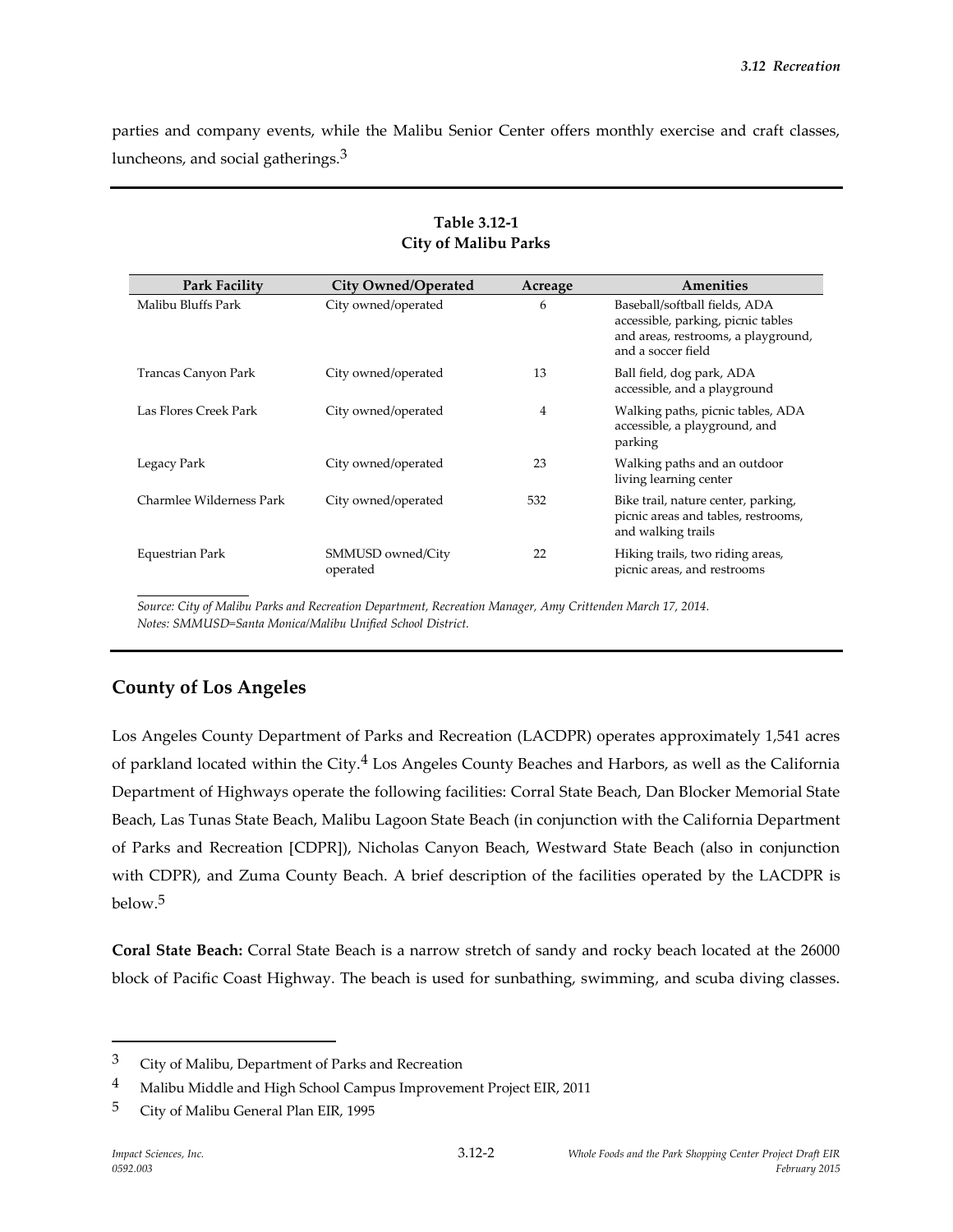parties and company events, while the Malibu Senior Center offers monthly exercise and craft classes, luncheons, and social gatherings.[3]

**Table 3.12-1**
**City of Malibu Parks**

| Park Facility | City Owned/Operated | Acreage | Amenities |
|---|---|---|---|
| Malibu Bluffs Park | City owned/operated | 6 | Baseball/softball fields, ADA accessible, parking, picnic tables and areas, restrooms, a playground, and a soccer field |
| Trancas Canyon Park | City owned/operated | 13 | Ball field, dog park, ADA accessible, and a playground |
| Las Flores Creek Park | City owned/operated | 4 | Walking paths, picnic tables, ADA accessible, a playground, and parking |
| Legacy Park | City owned/operated | 23 | Walking paths and an outdoor living learning center |
| Charmlee Wilderness Park | City owned/operated | 532 | Bike trail, nature center, parking, picnic areas and tables, restrooms, and walking trails |
| Equestrian Park | SMMUSD owned/City operated | 22 | Hiking trails, two riding areas, picnic areas, and restrooms |

*Source: City of Malibu Parks and Recreation Department, Recreation Manager, Amy Crittenden March 17, 2014.*
*Notes: SMMUSD=Santa Monica/Malibu Unified School District.*

## County of Los Angeles

Los Angeles County Department of Parks and Recreation (LACDPR) operates approximately 1,541 acres of parkland located within the City.[4] Los Angeles County Beaches and Harbors, as well as the California Department of Highways operate the following facilities: Corral State Beach, Dan Blocker Memorial State Beach, Las Tunas State Beach, Malibu Lagoon State Beach (in conjunction with the California Department of Parks and Recreation [CDPR]), Nicholas Canyon Beach, Westward State Beach (also in conjunction with CDPR), and Zuma County Beach. A brief description of the facilities operated by the LACDPR is below.[5]

**Coral State Beach:** Corral State Beach is a narrow stretch of sandy and rocky beach located at the 26000 block of Pacific Coast Highway. The beach is used for sunbathing, swimming, and scuba diving classes.

---

[3] City of Malibu, Department of Parks and Recreation

[4] Malibu Middle and High School Campus Improvement Project EIR, 2011

[5] City of Malibu General Plan EIR, 1995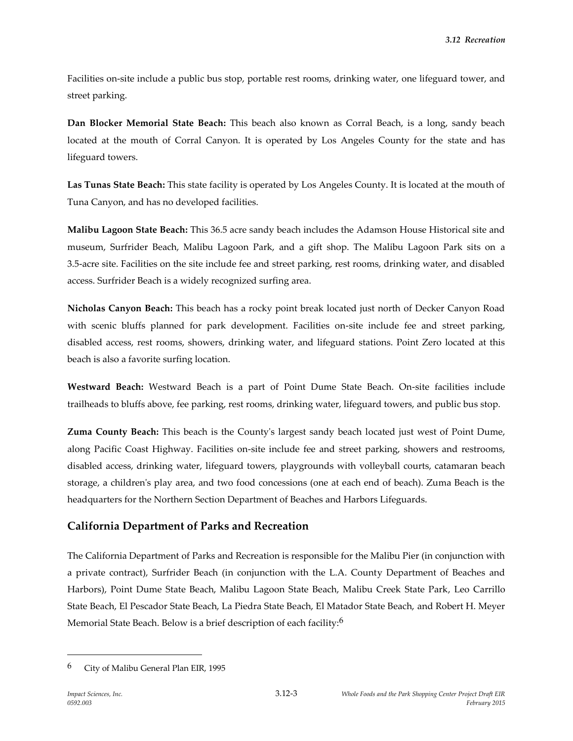Facilities on-site include a public bus stop, portable rest rooms, drinking water, one lifeguard tower, and street parking.

**Dan Blocker Memorial State Beach:** This beach also known as Corral Beach, is a long, sandy beach located at the mouth of Corral Canyon. It is operated by Los Angeles County for the state and has lifeguard towers.

**Las Tunas State Beach:** This state facility is operated by Los Angeles County. It is located at the mouth of Tuna Canyon, and has no developed facilities.

**Malibu Lagoon State Beach:** This 36.5 acre sandy beach includes the Adamson House Historical site and museum, Surfrider Beach, Malibu Lagoon Park, and a gift shop. The Malibu Lagoon Park sits on a 3.5-acre site. Facilities on the site include fee and street parking, rest rooms, drinking water, and disabled access. Surfrider Beach is a widely recognized surfing area.

**Nicholas Canyon Beach:** This beach has a rocky point break located just north of Decker Canyon Road with scenic bluffs planned for park development. Facilities on-site include fee and street parking, disabled access, rest rooms, showers, drinking water, and lifeguard stations. Point Zero located at this beach is also a favorite surfing location.

**Westward Beach:** Westward Beach is a part of Point Dume State Beach. On-site facilities include trailheads to bluffs above, fee parking, rest rooms, drinking water, lifeguard towers, and public bus stop.

**Zuma County Beach:** This beach is the County's largest sandy beach located just west of Point Dume, along Pacific Coast Highway. Facilities on-site include fee and street parking, showers and restrooms, disabled access, drinking water, lifeguard towers, playgrounds with volleyball courts, catamaran beach storage, a children's play area, and two food concessions (one at each end of beach). Zuma Beach is the headquarters for the Northern Section Department of Beaches and Harbors Lifeguards.

## California Department of Parks and Recreation

The California Department of Parks and Recreation is responsible for the Malibu Pier (in conjunction with a private contract), Surfrider Beach (in conjunction with the L.A. County Department of Beaches and Harbors), Point Dume State Beach, Malibu Lagoon State Beach, Malibu Creek State Park, Leo Carrillo State Beach, El Pescador State Beach, La Piedra State Beach, El Matador State Beach, and Robert H. Meyer Memorial State Beach. Below is a brief description of each facility:[6]

---

[6] City of Malibu General Plan EIR, 1995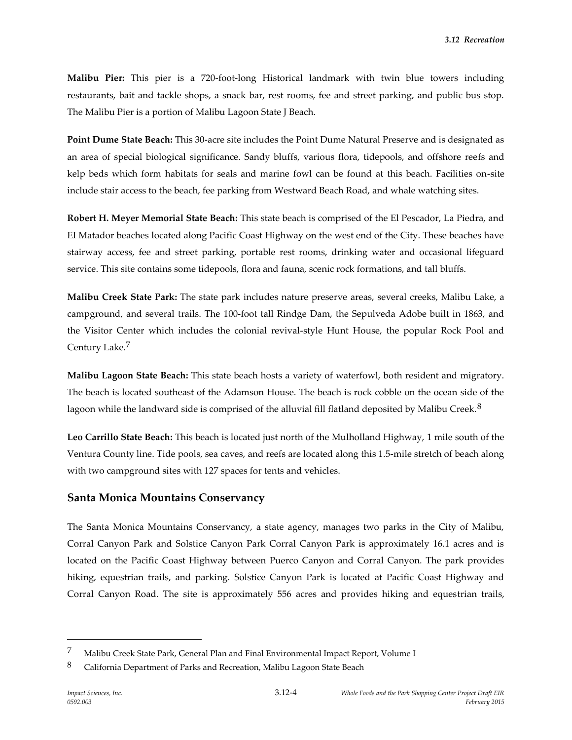**Malibu Pier:** This pier is a 720-foot-long Historical landmark with twin blue towers including restaurants, bait and tackle shops, a snack bar, rest rooms, fee and street parking, and public bus stop. The Malibu Pier is a portion of Malibu Lagoon State J Beach.

**Point Dume State Beach:** This 30-acre site includes the Point Dume Natural Preserve and is designated as an area of special biological significance. Sandy bluffs, various flora, tidepools, and offshore reefs and kelp beds which form habitats for seals and marine fowl can be found at this beach. Facilities on-site include stair access to the beach, fee parking from Westward Beach Road, and whale watching sites.

**Robert H. Meyer Memorial State Beach:** This state beach is comprised of the El Pescador, La Piedra, and EI Matador beaches located along Pacific Coast Highway on the west end of the City. These beaches have stairway access, fee and street parking, portable rest rooms, drinking water and occasional lifeguard service. This site contains some tidepools, flora and fauna, scenic rock formations, and tall bluffs.

**Malibu Creek State Park:** The state park includes nature preserve areas, several creeks, Malibu Lake, a campground, and several trails. The 100-foot tall Rindge Dam, the Sepulveda Adobe built in 1863, and the Visitor Center which includes the colonial revival-style Hunt House, the popular Rock Pool and Century Lake.[7]

**Malibu Lagoon State Beach:** This state beach hosts a variety of waterfowl, both resident and migratory. The beach is located southeast of the Adamson House. The beach is rock cobble on the ocean side of the lagoon while the landward side is comprised of the alluvial fill flatland deposited by Malibu Creek.[8]

**Leo Carrillo State Beach:** This beach is located just north of the Mulholland Highway, 1 mile south of the Ventura County line. Tide pools, sea caves, and reefs are located along this 1.5-mile stretch of beach along with two campground sites with 127 spaces for tents and vehicles.

## Santa Monica Mountains Conservancy

The Santa Monica Mountains Conservancy, a state agency, manages two parks in the City of Malibu, Corral Canyon Park and Solstice Canyon Park Corral Canyon Park is approximately 16.1 acres and is located on the Pacific Coast Highway between Puerco Canyon and Corral Canyon. The park provides hiking, equestrian trails, and parking. Solstice Canyon Park is located at Pacific Coast Highway and Corral Canyon Road. The site is approximately 556 acres and provides hiking and equestrian trails,

---

7 Malibu Creek State Park, General Plan and Final Environmental Impact Report, Volume I

8 California Department of Parks and Recreation, Malibu Lagoon State Beach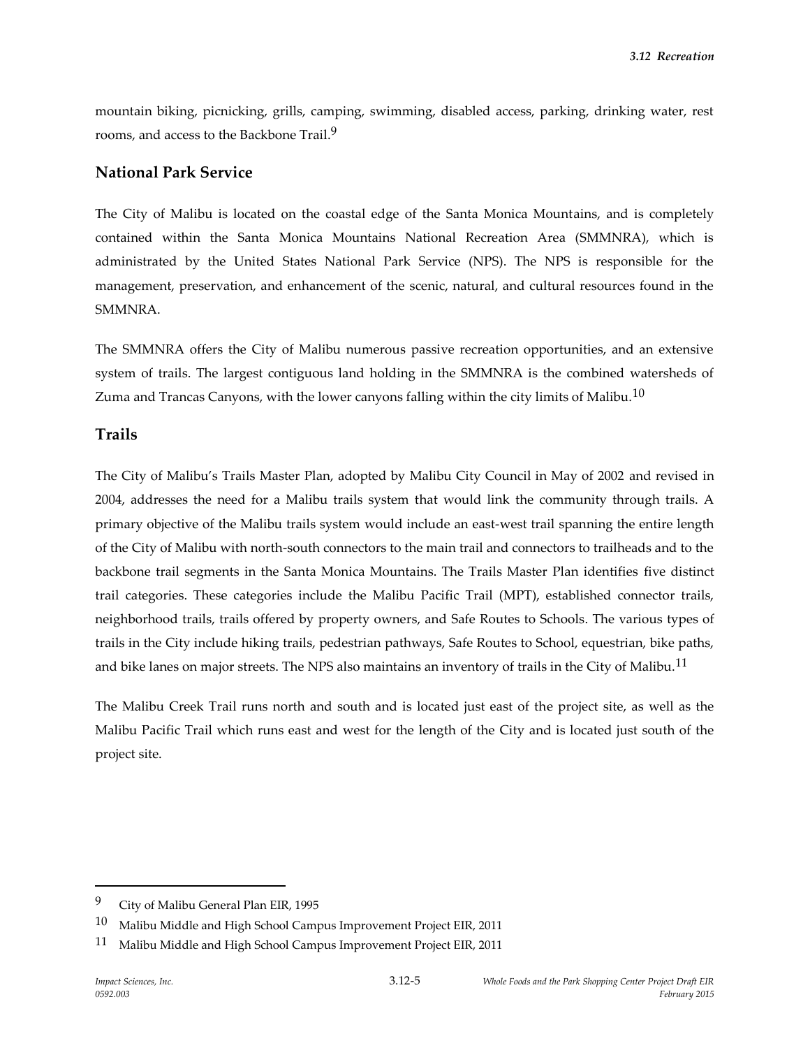mountain biking, picnicking, grills, camping, swimming, disabled access, parking, drinking water, rest rooms, and access to the Backbone Trail.[9]

## National Park Service

The City of Malibu is located on the coastal edge of the Santa Monica Mountains, and is completely contained within the Santa Monica Mountains National Recreation Area (SMMNRA), which is administrated by the United States National Park Service (NPS). The NPS is responsible for the management, preservation, and enhancement of the scenic, natural, and cultural resources found in the SMMNRA.

The SMMNRA offers the City of Malibu numerous passive recreation opportunities, and an extensive system of trails. The largest contiguous land holding in the SMMNRA is the combined watersheds of Zuma and Trancas Canyons, with the lower canyons falling within the city limits of Malibu.[10]

## Trails

The City of Malibu's Trails Master Plan, adopted by Malibu City Council in May of 2002 and revised in 2004, addresses the need for a Malibu trails system that would link the community through trails. A primary objective of the Malibu trails system would include an east-west trail spanning the entire length of the City of Malibu with north-south connectors to the main trail and connectors to trailheads and to the backbone trail segments in the Santa Monica Mountains. The Trails Master Plan identifies five distinct trail categories. These categories include the Malibu Pacific Trail (MPT), established connector trails, neighborhood trails, trails offered by property owners, and Safe Routes to Schools. The various types of trails in the City include hiking trails, pedestrian pathways, Safe Routes to School, equestrian, bike paths, and bike lanes on major streets. The NPS also maintains an inventory of trails in the City of Malibu.[11]

The Malibu Creek Trail runs north and south and is located just east of the project site, as well as the Malibu Pacific Trail which runs east and west for the length of the City and is located just south of the project site.

---

[9] City of Malibu General Plan EIR, 1995

[10] Malibu Middle and High School Campus Improvement Project EIR, 2011

[11] Malibu Middle and High School Campus Improvement Project EIR, 2011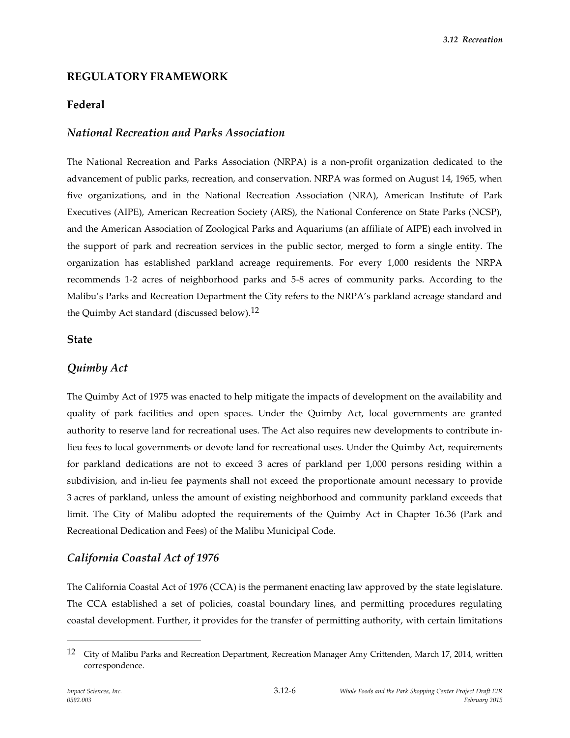## REGULATORY FRAMEWORK

### Federal

#### *National Recreation and Parks Association*

The National Recreation and Parks Association (NRPA) is a non-profit organization dedicated to the advancement of public parks, recreation, and conservation. NRPA was formed on August 14, 1965, when five organizations, and in the National Recreation Association (NRA), American Institute of Park Executives (AIPE), American Recreation Society (ARS), the National Conference on State Parks (NCSP), and the American Association of Zoological Parks and Aquariums (an affiliate of AIPE) each involved in the support of park and recreation services in the public sector, merged to form a single entity. The organization has established parkland acreage requirements. For every 1,000 residents the NRPA recommends 1-2 acres of neighborhood parks and 5-8 acres of community parks. According to the Malibu's Parks and Recreation Department the City refers to the NRPA's parkland acreage standard and the Quimby Act standard (discussed below).[12]

### State

#### *Quimby Act*

The Quimby Act of 1975 was enacted to help mitigate the impacts of development on the availability and quality of park facilities and open spaces. Under the Quimby Act, local governments are granted authority to reserve land for recreational uses. The Act also requires new developments to contribute in-lieu fees to local governments or devote land for recreational uses. Under the Quimby Act, requirements for parkland dedications are not to exceed 3 acres of parkland per 1,000 persons residing within a subdivision, and in-lieu fee payments shall not exceed the proportionate amount necessary to provide 3 acres of parkland, unless the amount of existing neighborhood and community parkland exceeds that limit. The City of Malibu adopted the requirements of the Quimby Act in Chapter 16.36 (Park and Recreational Dedication and Fees) of the Malibu Municipal Code.

#### *California Coastal Act of 1976*

The California Coastal Act of 1976 (CCA) is the permanent enacting law approved by the state legislature. The CCA established a set of policies, coastal boundary lines, and permitting procedures regulating coastal development. Further, it provides for the transfer of permitting authority, with certain limitations

---

[12] City of Malibu Parks and Recreation Department, Recreation Manager Amy Crittenden, March 17, 2014, written correspondence.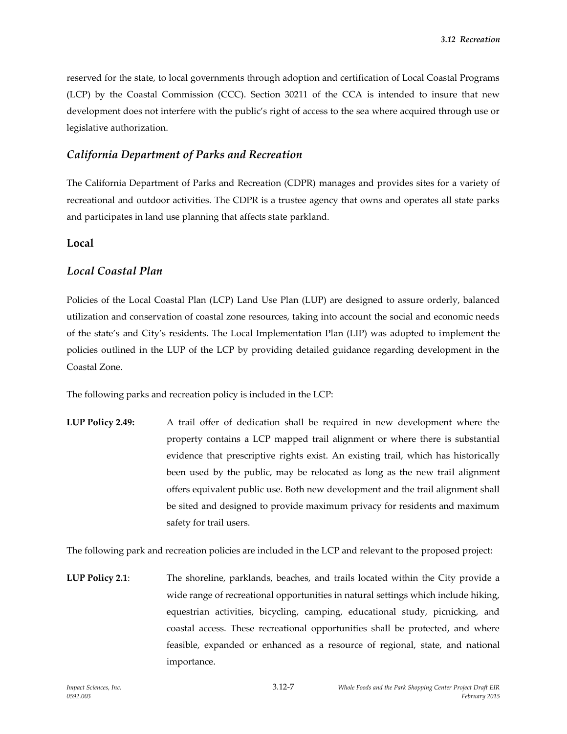reserved for the state, to local governments through adoption and certification of Local Coastal Programs (LCP) by the Coastal Commission (CCC). Section 30211 of the CCA is intended to insure that new development does not interfere with the public's right of access to the sea where acquired through use or legislative authorization.

### *California Department of Parks and Recreation*

The California Department of Parks and Recreation (CDPR) manages and provides sites for a variety of recreational and outdoor activities. The CDPR is a trustee agency that owns and operates all state parks and participates in land use planning that affects state parkland.

## Local

### *Local Coastal Plan*

Policies of the Local Coastal Plan (LCP) Land Use Plan (LUP) are designed to assure orderly, balanced utilization and conservation of coastal zone resources, taking into account the social and economic needs of the state's and City's residents. The Local Implementation Plan (LIP) was adopted to implement the policies outlined in the LUP of the LCP by providing detailed guidance regarding development in the Coastal Zone.

The following parks and recreation policy is included in the LCP:

**LUP Policy 2.49:** A trail offer of dedication shall be required in new development where the property contains a LCP mapped trail alignment or where there is substantial evidence that prescriptive rights exist. An existing trail, which has historically been used by the public, may be relocated as long as the new trail alignment offers equivalent public use. Both new development and the trail alignment shall be sited and designed to provide maximum privacy for residents and maximum safety for trail users.

The following park and recreation policies are included in the LCP and relevant to the proposed project:

**LUP Policy 2.1**: The shoreline, parklands, beaches, and trails located within the City provide a wide range of recreational opportunities in natural settings which include hiking, equestrian activities, bicycling, camping, educational study, picnicking, and coastal access. These recreational opportunities shall be protected, and where feasible, expanded or enhanced as a resource of regional, state, and national importance.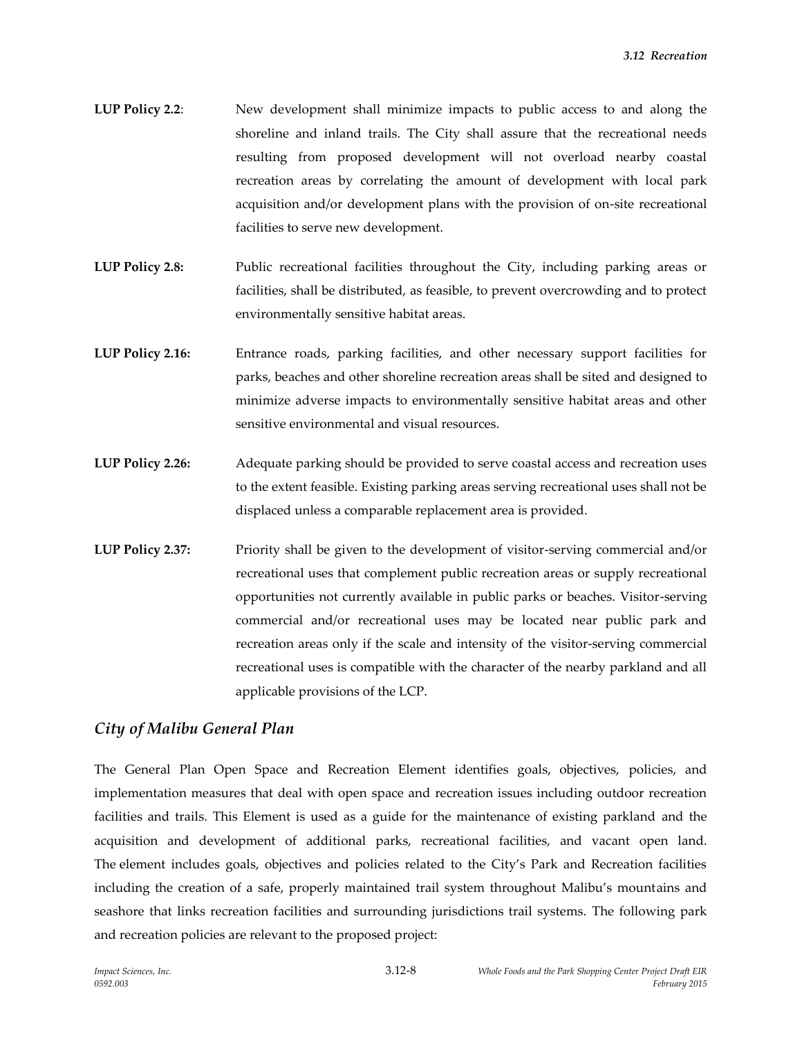**LUP Policy 2.2**: New development shall minimize impacts to public access to and along the shoreline and inland trails. The City shall assure that the recreational needs resulting from proposed development will not overload nearby coastal recreation areas by correlating the amount of development with local park acquisition and/or development plans with the provision of on-site recreational facilities to serve new development.

**LUP Policy 2.8:** Public recreational facilities throughout the City, including parking areas or facilities, shall be distributed, as feasible, to prevent overcrowding and to protect environmentally sensitive habitat areas.

**LUP Policy 2.16:** Entrance roads, parking facilities, and other necessary support facilities for parks, beaches and other shoreline recreation areas shall be sited and designed to minimize adverse impacts to environmentally sensitive habitat areas and other sensitive environmental and visual resources.

**LUP Policy 2.26:** Adequate parking should be provided to serve coastal access and recreation uses to the extent feasible. Existing parking areas serving recreational uses shall not be displaced unless a comparable replacement area is provided.

**LUP Policy 2.37:** Priority shall be given to the development of visitor-serving commercial and/or recreational uses that complement public recreation areas or supply recreational opportunities not currently available in public parks or beaches. Visitor-serving commercial and/or recreational uses may be located near public park and recreation areas only if the scale and intensity of the visitor-serving commercial recreational uses is compatible with the character of the nearby parkland and all applicable provisions of the LCP.

### *City of Malibu General Plan*

The General Plan Open Space and Recreation Element identifies goals, objectives, policies, and implementation measures that deal with open space and recreation issues including outdoor recreation facilities and trails. This Element is used as a guide for the maintenance of existing parkland and the acquisition and development of additional parks, recreational facilities, and vacant open land. The element includes goals, objectives and policies related to the City's Park and Recreation facilities including the creation of a safe, properly maintained trail system throughout Malibu's mountains and seashore that links recreation facilities and surrounding jurisdictions trail systems. The following park and recreation policies are relevant to the proposed project: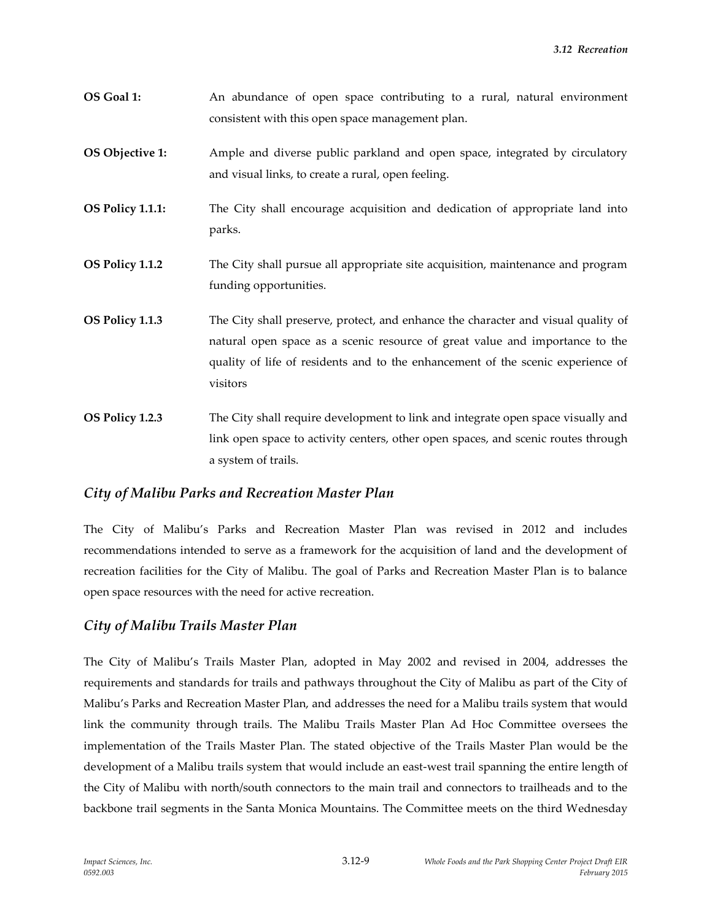**OS Goal 1:** An abundance of open space contributing to a rural, natural environment consistent with this open space management plan.

**OS Objective 1:** Ample and diverse public parkland and open space, integrated by circulatory and visual links, to create a rural, open feeling.

**OS Policy 1.1.1:** The City shall encourage acquisition and dedication of appropriate land into parks.

**OS Policy 1.1.2** The City shall pursue all appropriate site acquisition, maintenance and program funding opportunities.

**OS Policy 1.1.3** The City shall preserve, protect, and enhance the character and visual quality of natural open space as a scenic resource of great value and importance to the quality of life of residents and to the enhancement of the scenic experience of visitors

**OS Policy 1.2.3** The City shall require development to link and integrate open space visually and link open space to activity centers, other open spaces, and scenic routes through a system of trails.

### *City of Malibu Parks and Recreation Master Plan*

The City of Malibu's Parks and Recreation Master Plan was revised in 2012 and includes recommendations intended to serve as a framework for the acquisition of land and the development of recreation facilities for the City of Malibu. The goal of Parks and Recreation Master Plan is to balance open space resources with the need for active recreation.

### *City of Malibu Trails Master Plan*

The City of Malibu's Trails Master Plan, adopted in May 2002 and revised in 2004, addresses the requirements and standards for trails and pathways throughout the City of Malibu as part of the City of Malibu's Parks and Recreation Master Plan, and addresses the need for a Malibu trails system that would link the community through trails. The Malibu Trails Master Plan Ad Hoc Committee oversees the implementation of the Trails Master Plan. The stated objective of the Trails Master Plan would be the development of a Malibu trails system that would include an east-west trail spanning the entire length of the City of Malibu with north/south connectors to the main trail and connectors to trailheads and to the backbone trail segments in the Santa Monica Mountains. The Committee meets on the third Wednesday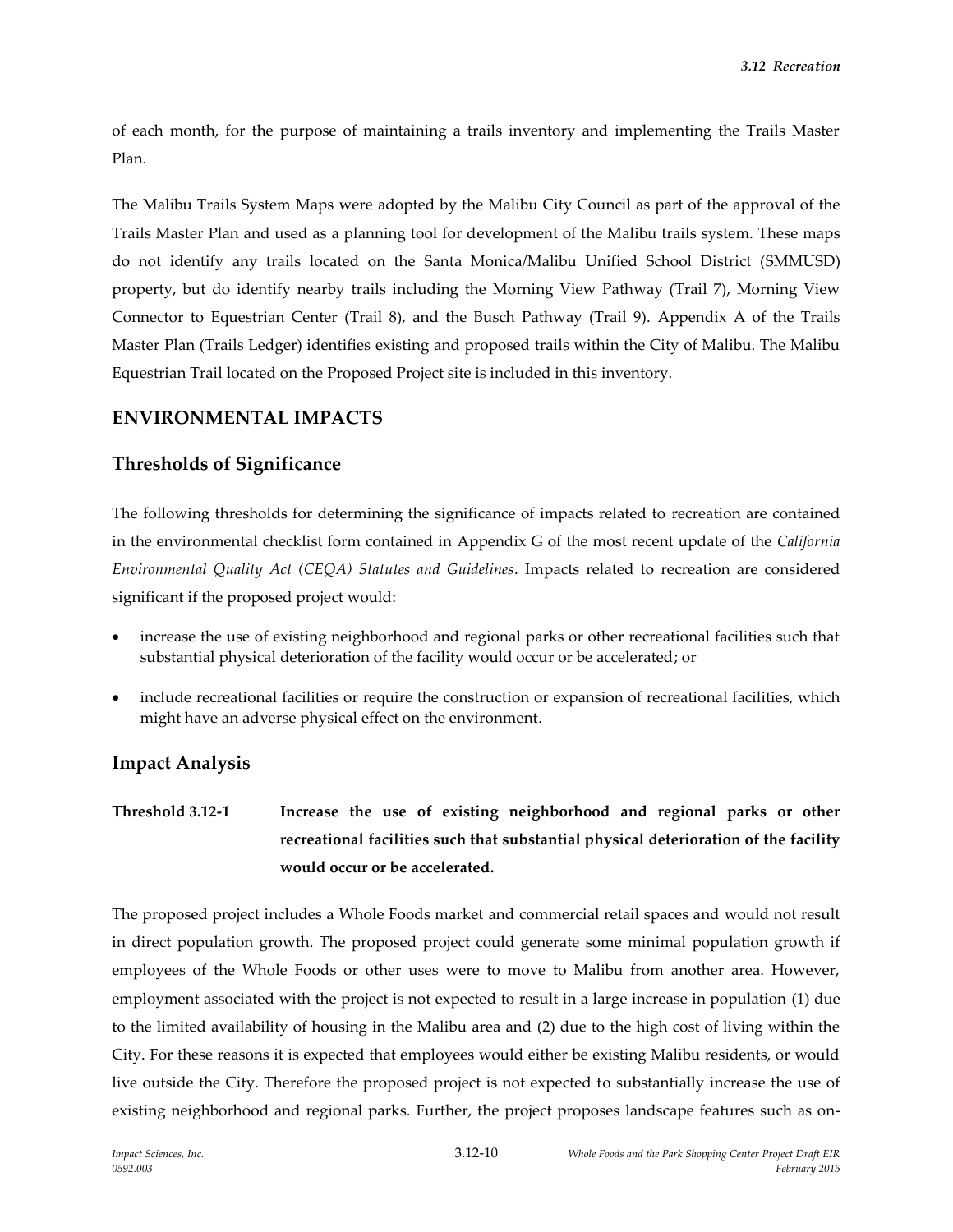of each month, for the purpose of maintaining a trails inventory and implementing the Trails Master Plan.

The Malibu Trails System Maps were adopted by the Malibu City Council as part of the approval of the Trails Master Plan and used as a planning tool for development of the Malibu trails system. These maps do not identify any trails located on the Santa Monica/Malibu Unified School District (SMMUSD) property, but do identify nearby trails including the Morning View Pathway (Trail 7), Morning View Connector to Equestrian Center (Trail 8), and the Busch Pathway (Trail 9). Appendix A of the Trails Master Plan (Trails Ledger) identifies existing and proposed trails within the City of Malibu. The Malibu Equestrian Trail located on the Proposed Project site is included in this inventory.

## ENVIRONMENTAL IMPACTS

### Thresholds of Significance

The following thresholds for determining the significance of impacts related to recreation are contained in the environmental checklist form contained in Appendix G of the most recent update of the *California Environmental Quality Act (CEQA) Statutes and Guidelines*. Impacts related to recreation are considered significant if the proposed project would:

- increase the use of existing neighborhood and regional parks or other recreational facilities such that substantial physical deterioration of the facility would occur or be accelerated; or
- include recreational facilities or require the construction or expansion of recreational facilities, which might have an adverse physical effect on the environment.

### Impact Analysis

**Threshold 3.12-1 Increase the use of existing neighborhood and regional parks or other recreational facilities such that substantial physical deterioration of the facility would occur or be accelerated.**

The proposed project includes a Whole Foods market and commercial retail spaces and would not result in direct population growth. The proposed project could generate some minimal population growth if employees of the Whole Foods or other uses were to move to Malibu from another area. However, employment associated with the project is not expected to result in a large increase in population (1) due to the limited availability of housing in the Malibu area and (2) due to the high cost of living within the City. For these reasons it is expected that employees would either be existing Malibu residents, or would live outside the City. Therefore the proposed project is not expected to substantially increase the use of existing neighborhood and regional parks. Further, the project proposes landscape features such as on-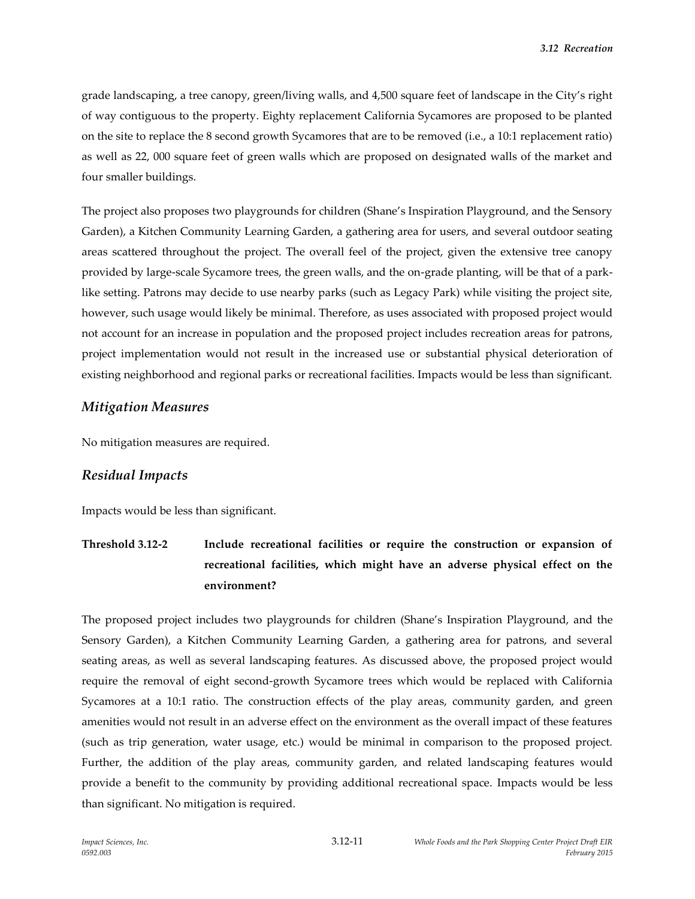grade landscaping, a tree canopy, green/living walls, and 4,500 square feet of landscape in the City's right of way contiguous to the property. Eighty replacement California Sycamores are proposed to be planted on the site to replace the 8 second growth Sycamores that are to be removed (i.e., a 10:1 replacement ratio) as well as 22, 000 square feet of green walls which are proposed on designated walls of the market and four smaller buildings.

The project also proposes two playgrounds for children (Shane's Inspiration Playground, and the Sensory Garden), a Kitchen Community Learning Garden, a gathering area for users, and several outdoor seating areas scattered throughout the project. The overall feel of the project, given the extensive tree canopy provided by large-scale Sycamore trees, the green walls, and the on-grade planting, will be that of a park-like setting. Patrons may decide to use nearby parks (such as Legacy Park) while visiting the project site, however, such usage would likely be minimal. Therefore, as uses associated with proposed project would not account for an increase in population and the proposed project includes recreation areas for patrons, project implementation would not result in the increased use or substantial physical deterioration of existing neighborhood and regional parks or recreational facilities. Impacts would be less than significant.

### *Mitigation Measures*

No mitigation measures are required.

### *Residual Impacts*

Impacts would be less than significant.

**Threshold 3.12-2 Include recreational facilities or require the construction or expansion of recreational facilities, which might have an adverse physical effect on the environment?**

The proposed project includes two playgrounds for children (Shane's Inspiration Playground, and the Sensory Garden), a Kitchen Community Learning Garden, a gathering area for patrons, and several seating areas, as well as several landscaping features. As discussed above, the proposed project would require the removal of eight second-growth Sycamore trees which would be replaced with California Sycamores at a 10:1 ratio. The construction effects of the play areas, community garden, and green amenities would not result in an adverse effect on the environment as the overall impact of these features (such as trip generation, water usage, etc.) would be minimal in comparison to the proposed project. Further, the addition of the play areas, community garden, and related landscaping features would provide a benefit to the community by providing additional recreational space. Impacts would be less than significant. No mitigation is required.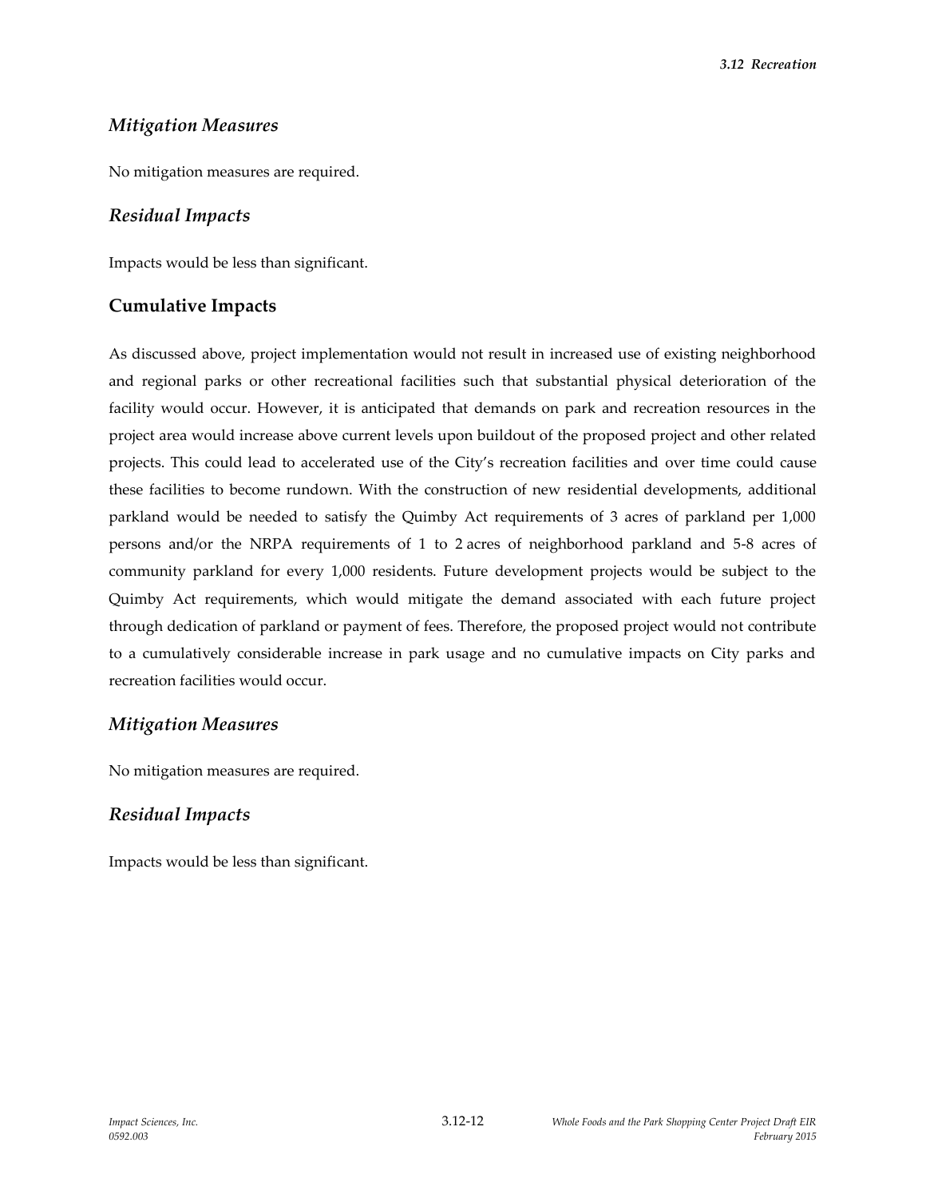### *Mitigation Measures*

No mitigation measures are required.

### *Residual Impacts*

Impacts would be less than significant.

## Cumulative Impacts

As discussed above, project implementation would not result in increased use of existing neighborhood and regional parks or other recreational facilities such that substantial physical deterioration of the facility would occur. However, it is anticipated that demands on park and recreation resources in the project area would increase above current levels upon buildout of the proposed project and other related projects. This could lead to accelerated use of the City's recreation facilities and over time could cause these facilities to become rundown. With the construction of new residential developments, additional parkland would be needed to satisfy the Quimby Act requirements of 3 acres of parkland per 1,000 persons and/or the NRPA requirements of 1 to 2 acres of neighborhood parkland and 5-8 acres of community parkland for every 1,000 residents. Future development projects would be subject to the Quimby Act requirements, which would mitigate the demand associated with each future project through dedication of parkland or payment of fees. Therefore, the proposed project would not contribute to a cumulatively considerable increase in park usage and no cumulative impacts on City parks and recreation facilities would occur.

### *Mitigation Measures*

No mitigation measures are required.

### *Residual Impacts*

Impacts would be less than significant.